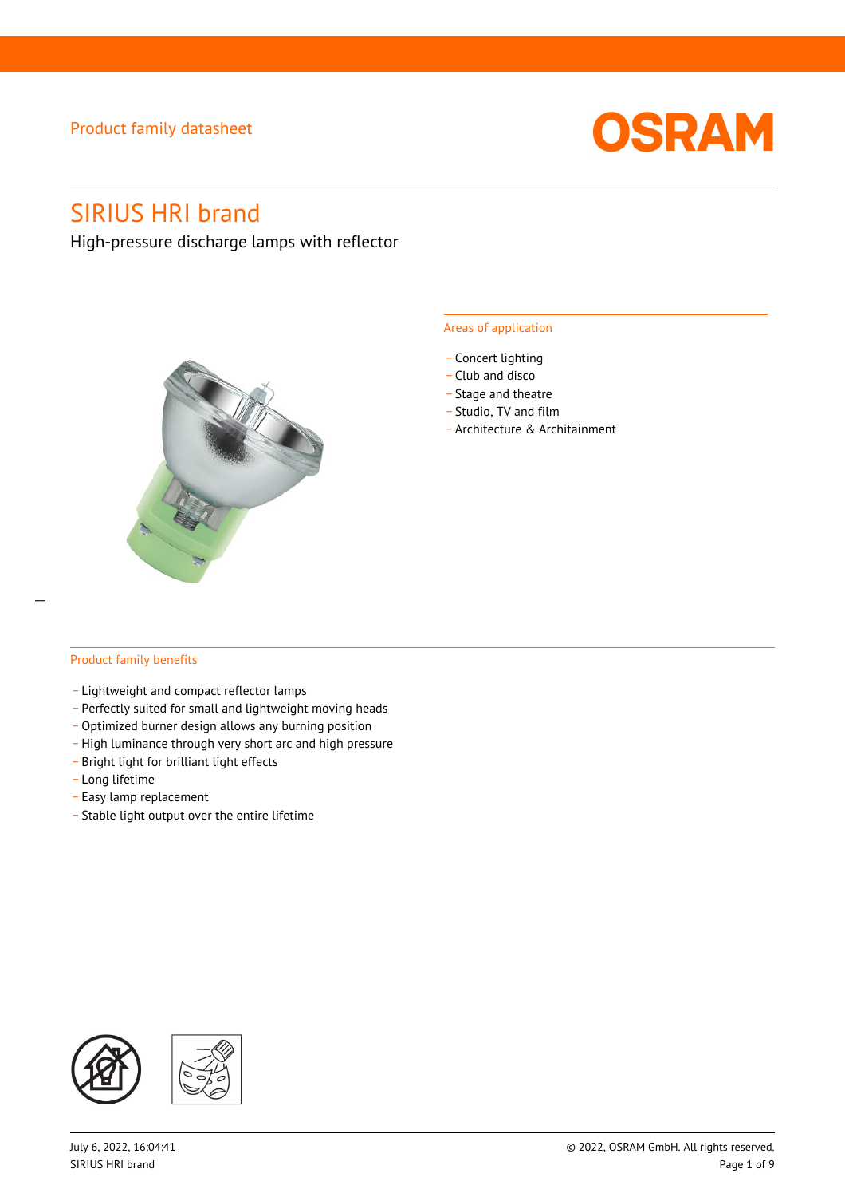Product family datasheet

# SIRIUS HRI brand

High-pressure discharge lamps with reflector

## Areas of application

- Concert lighting
- Club and disco
- Stage and theatre
- Studio, TV and film
- Architecture & Architainment

## Product family benefits

- Lightweight and compact reflector lamps
- Perfectly suited for small and lightweight moving heads
- Optimized burner design allows any burning position
- High luminance through very short arc and high pressure
- Bright light for brilliant light effects
- Long lifetime
- Easy lamp replacement
- Stable light output over the entire lifetime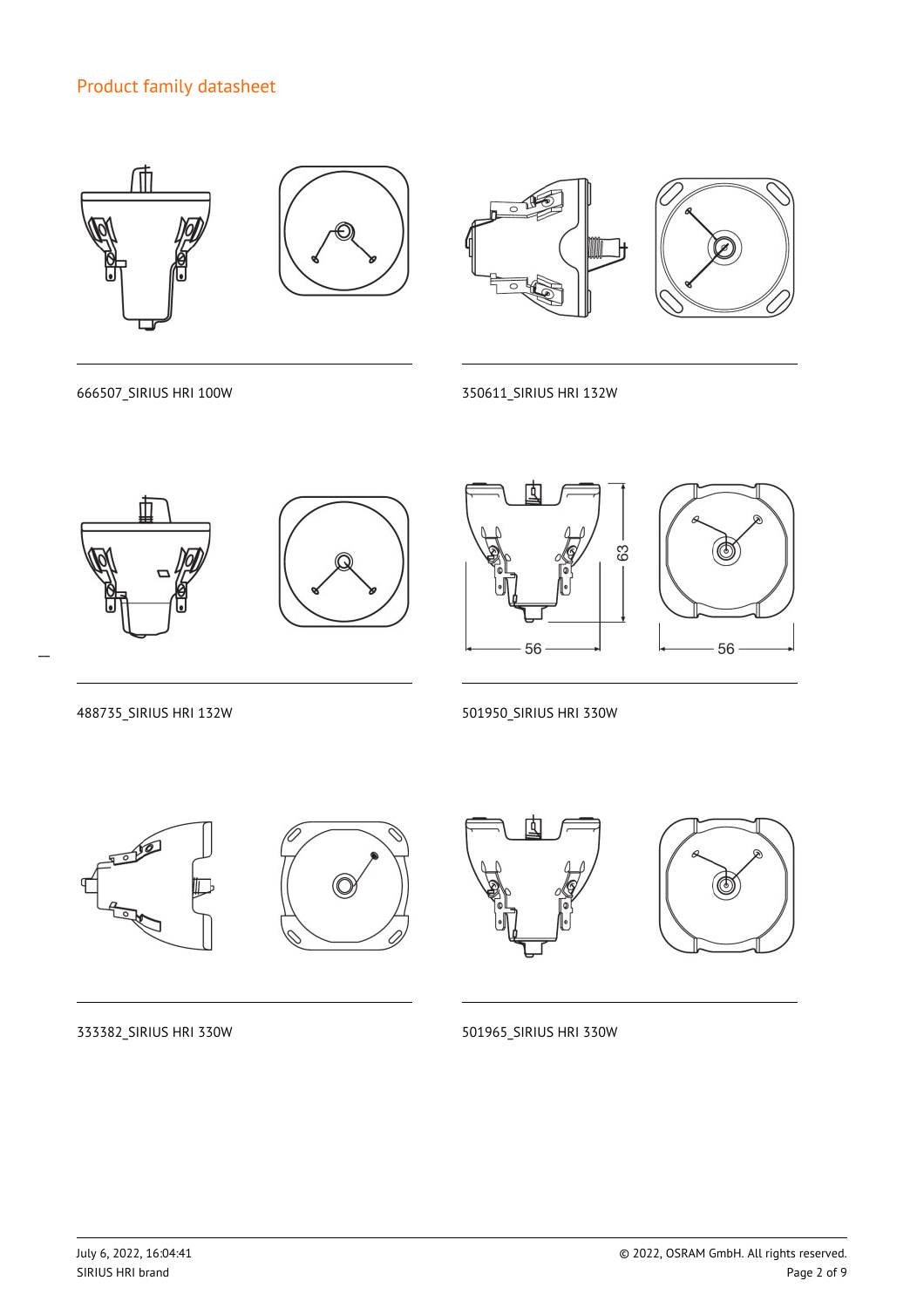## Product family datasheet

666507_SIRIUS HRI 100W

350611_SIRIUS HRI 132W

488735_SIRIUS HRI 132W

63

56

56

501950_SIRIUS HRI 330W

333382_SIRIUS HRI 330W

501965_SIRIUS HRI 330W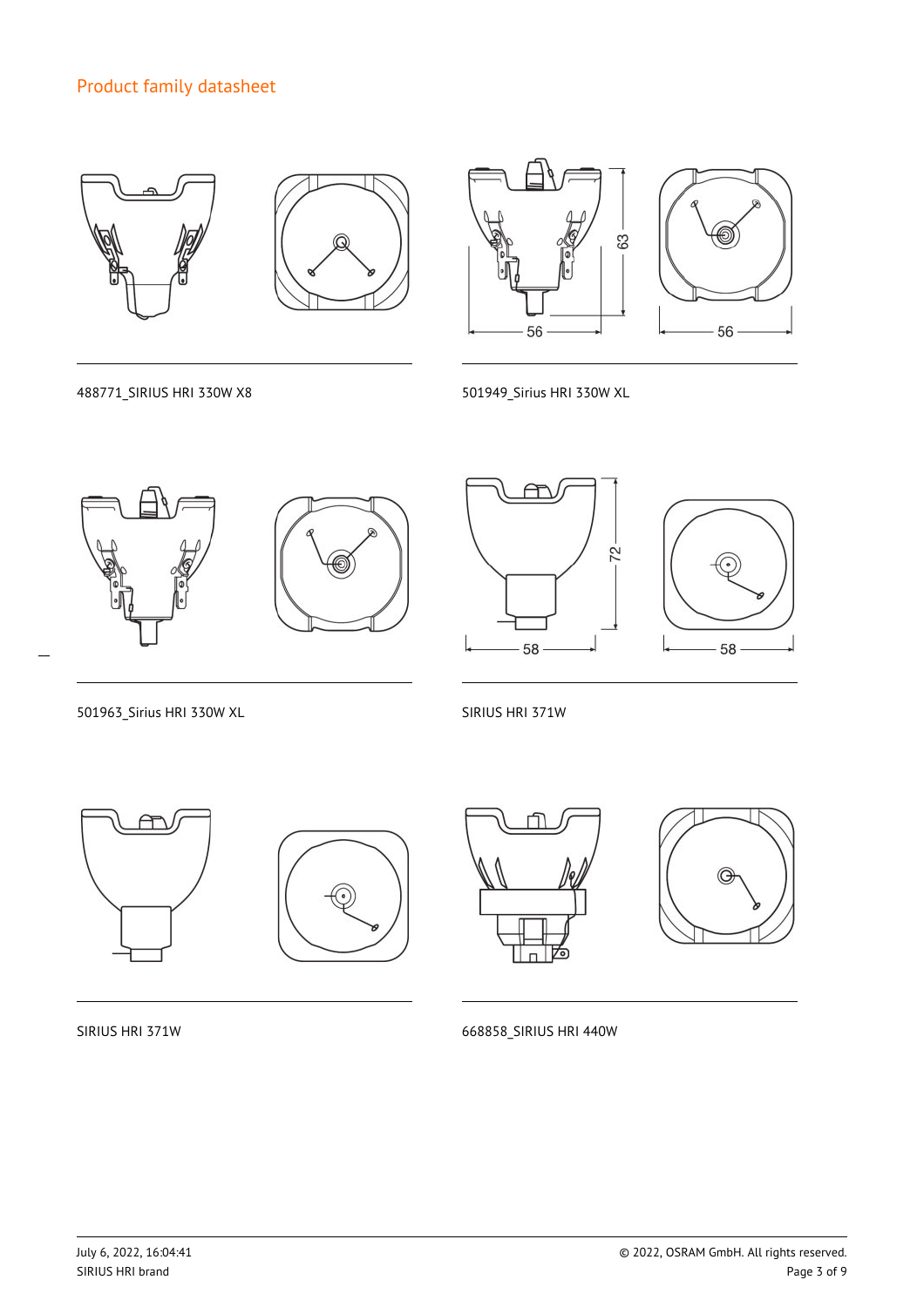Product family datasheet

488771_SIRIUS HRI 330W X8

501949_Sirius HRI 330W XL

501963_Sirius HRI 330W XL

SIRIUS HRI 371W

SIRIUS HRI 371W

668858_SIRIUS HRI 440W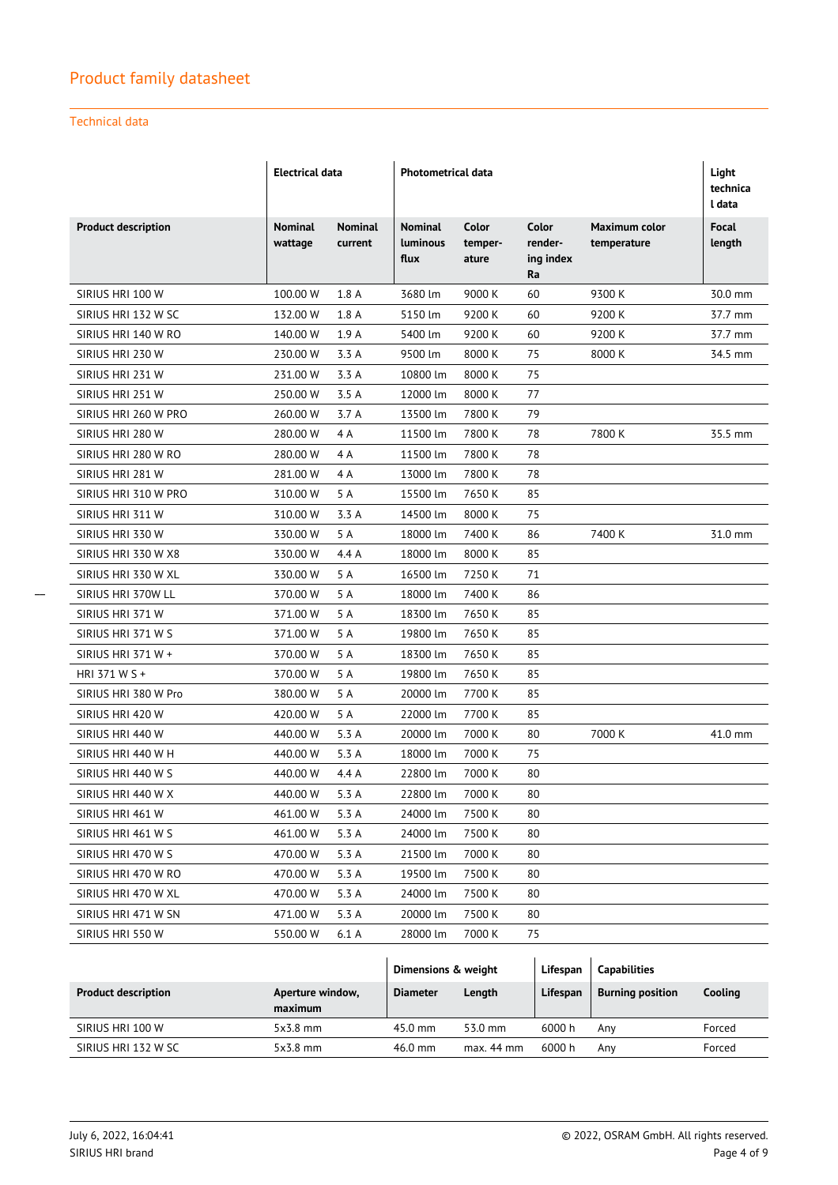## Product family datasheet

### Technical data

| | Electrical data | | Photometrical data | | | | Light technical data |
|---|---|---|---|---|---|---|---|
| **Product description** | **Nominal wattage** | **Nominal current** | **Nominal luminous flux** | **Color temper-ature** | **Color render-ing index Ra** | **Maximum color temperature** | **Focal length** |
| SIRIUS HRI 100 W | 100.00 W | 1.8 A | 3680 lm | 9000 K | 60 | 9300 K | 30.0 mm |
| SIRIUS HRI 132 W SC | 132.00 W | 1.8 A | 5150 lm | 9200 K | 60 | 9200 K | 37.7 mm |
| SIRIUS HRI 140 W RO | 140.00 W | 1.9 A | 5400 lm | 9200 K | 60 | 9200 K | 37.7 mm |
| SIRIUS HRI 230 W | 230.00 W | 3.3 A | 9500 lm | 8000 K | 75 | 8000 K | 34.5 mm |
| SIRIUS HRI 231 W | 231.00 W | 3.3 A | 10800 lm | 8000 K | 75 | | |
| SIRIUS HRI 251 W | 250.00 W | 3.5 A | 12000 lm | 8000 K | 77 | | |
| SIRIUS HRI 260 W PRO | 260.00 W | 3.7 A | 13500 lm | 7800 K | 79 | | |
| SIRIUS HRI 280 W | 280.00 W | 4 A | 11500 lm | 7800 K | 78 | 7800 K | 35.5 mm |
| SIRIUS HRI 280 W RO | 280.00 W | 4 A | 11500 lm | 7800 K | 78 | | |
| SIRIUS HRI 281 W | 281.00 W | 4 A | 13000 lm | 7800 K | 78 | | |
| SIRIUS HRI 310 W PRO | 310.00 W | 5 A | 15500 lm | 7650 K | 85 | | |
| SIRIUS HRI 311 W | 310.00 W | 3.3 A | 14500 lm | 8000 K | 75 | | |
| SIRIUS HRI 330 W | 330.00 W | 5 A | 18000 lm | 7400 K | 86 | 7400 K | 31.0 mm |
| SIRIUS HRI 330 W X8 | 330.00 W | 4.4 A | 18000 lm | 8000 K | 85 | | |
| SIRIUS HRI 330 W XL | 330.00 W | 5 A | 16500 lm | 7250 K | 71 | | |
| SIRIUS HRI 370W LL | 370.00 W | 5 A | 18000 lm | 7400 K | 86 | | |
| SIRIUS HRI 371 W | 371.00 W | 5 A | 18300 lm | 7650 K | 85 | | |
| SIRIUS HRI 371 W S | 371.00 W | 5 A | 19800 lm | 7650 K | 85 | | |
| SIRIUS HRI 371 W + | 370.00 W | 5 A | 18300 lm | 7650 K | 85 | | |
| HRI 371 W S + | 370.00 W | 5 A | 19800 lm | 7650 K | 85 | | |
| SIRIUS HRI 380 W Pro | 380.00 W | 5 A | 20000 lm | 7700 K | 85 | | |
| SIRIUS HRI 420 W | 420.00 W | 5 A | 22000 lm | 7700 K | 85 | | |
| SIRIUS HRI 440 W | 440.00 W | 5.3 A | 20000 lm | 7000 K | 80 | 7000 K | 41.0 mm |
| SIRIUS HRI 440 W H | 440.00 W | 5.3 A | 18000 lm | 7000 K | 75 | | |
| SIRIUS HRI 440 W S | 440.00 W | 4.4 A | 22800 lm | 7000 K | 80 | | |
| SIRIUS HRI 440 W X | 440.00 W | 5.3 A | 22800 lm | 7000 K | 80 | | |
| SIRIUS HRI 461 W | 461.00 W | 5.3 A | 24000 lm | 7500 K | 80 | | |
| SIRIUS HRI 461 W S | 461.00 W | 5.3 A | 24000 lm | 7500 K | 80 | | |
| SIRIUS HRI 470 W S | 470.00 W | 5.3 A | 21500 lm | 7000 K | 80 | | |
| SIRIUS HRI 470 W RO | 470.00 W | 5.3 A | 19500 lm | 7500 K | 80 | | |
| SIRIUS HRI 470 W XL | 470.00 W | 5.3 A | 24000 lm | 7500 K | 80 | | |
| SIRIUS HRI 471 W SN | 471.00 W | 5.3 A | 20000 lm | 7500 K | 80 | | |
| SIRIUS HRI 550 W | 550.00 W | 6.1 A | 28000 lm | 7000 K | 75 | | |

| | | Dimensions & weight | | Lifespan | Capabilities | |
|---|---|---|---|---|---|---|
| **Product description** | **Aperture window, maximum** | **Diameter** | **Length** | **Lifespan** | **Burning position** | **Cooling** |
| SIRIUS HRI 100 W | 5x3.8 mm | 45.0 mm | 53.0 mm | 6000 h | Any | Forced |
| SIRIUS HRI 132 W SC | 5x3.8 mm | 46.0 mm | max. 44 mm | 6000 h | Any | Forced |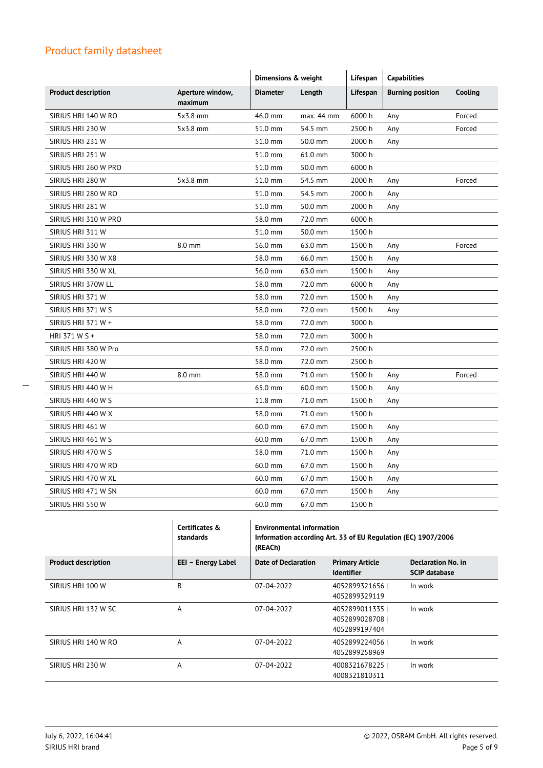## Product family datasheet

| | | Dimensions & weight | | Lifespan | Capabilities | |
|---|---|---|---|---|---|---|
| **Product description** | **Aperture window, maximum** | **Diameter** | **Length** | **Lifespan** | **Burning position** | **Cooling** |
| SIRIUS HRI 140 W RO | 5x3.8 mm | 46.0 mm | max. 44 mm | 6000 h | Any | Forced |
| SIRIUS HRI 230 W | 5x3.8 mm | 51.0 mm | 54.5 mm | 2500 h | Any | Forced |
| SIRIUS HRI 231 W | | 51.0 mm | 50.0 mm | 2000 h | Any | |
| SIRIUS HRI 251 W | | 51.0 mm | 61.0 mm | 3000 h | | |
| SIRIUS HRI 260 W PRO | | 51.0 mm | 50.0 mm | 6000 h | | |
| SIRIUS HRI 280 W | 5x3.8 mm | 51.0 mm | 54.5 mm | 2000 h | Any | Forced |
| SIRIUS HRI 280 W RO | | 51.0 mm | 54.5 mm | 2000 h | Any | |
| SIRIUS HRI 281 W | | 51.0 mm | 50.0 mm | 2000 h | Any | |
| SIRIUS HRI 310 W PRO | | 58.0 mm | 72.0 mm | 6000 h | | |
| SIRIUS HRI 311 W | | 51.0 mm | 50.0 mm | 1500 h | | |
| SIRIUS HRI 330 W | 8.0 mm | 56.0 mm | 63.0 mm | 1500 h | Any | Forced |
| SIRIUS HRI 330 W X8 | | 58.0 mm | 66.0 mm | 1500 h | Any | |
| SIRIUS HRI 330 W XL | | 56.0 mm | 63.0 mm | 1500 h | Any | |
| SIRIUS HRI 370W LL | | 58.0 mm | 72.0 mm | 6000 h | Any | |
| SIRIUS HRI 371 W | | 58.0 mm | 72.0 mm | 1500 h | Any | |
| SIRIUS HRI 371 W S | | 58.0 mm | 72.0 mm | 1500 h | Any | |
| SIRIUS HRI 371 W + | | 58.0 mm | 72.0 mm | 3000 h | | |
| HRI 371 W S + | | 58.0 mm | 72.0 mm | 3000 h | | |
| SIRIUS HRI 380 W Pro | | 58.0 mm | 72.0 mm | 2500 h | | |
| SIRIUS HRI 420 W | | 58.0 mm | 72.0 mm | 2500 h | | |
| SIRIUS HRI 440 W | 8.0 mm | 58.0 mm | 71.0 mm | 1500 h | Any | Forced |
| SIRIUS HRI 440 W H | | 65.0 mm | 60.0 mm | 1500 h | Any | |
| SIRIUS HRI 440 W S | | 11.8 mm | 71.0 mm | 1500 h | Any | |
| SIRIUS HRI 440 W X | | 58.0 mm | 71.0 mm | 1500 h | | |
| SIRIUS HRI 461 W | | 60.0 mm | 67.0 mm | 1500 h | Any | |
| SIRIUS HRI 461 W S | | 60.0 mm | 67.0 mm | 1500 h | Any | |
| SIRIUS HRI 470 W S | | 58.0 mm | 71.0 mm | 1500 h | Any | |
| SIRIUS HRI 470 W RO | | 60.0 mm | 67.0 mm | 1500 h | Any | |
| SIRIUS HRI 470 W XL | | 60.0 mm | 67.0 mm | 1500 h | Any | |
| SIRIUS HRI 471 W SN | | 60.0 mm | 67.0 mm | 1500 h | Any | |
| SIRIUS HRI 550 W | | 60.0 mm | 67.0 mm | 1500 h | | |

| | Certificates & standards | Environmental information Information according Art. 33 of EU Regulation (EC) 1907/2006 (REACh) | | |
|---|---|---|---|---|
| **Product description** | **EEI – Energy Label** | **Date of Declaration** | **Primary Article Identifier** | **Declaration No. in SCIP database** |
| SIRIUS HRI 100 W | B | 07-04-2022 | 4052899321656 \| 4052899329119 | In work |
| SIRIUS HRI 132 W SC | A | 07-04-2022 | 4052899011335 \| 4052899028708 \| 4052899197404 | In work |
| SIRIUS HRI 140 W RO | A | 07-04-2022 | 4052899224056 \| 4052899258969 | In work |
| SIRIUS HRI 230 W | A | 07-04-2022 | 4008321678225 \| 4008321810311 | In work |

July 6, 2022, 16:04:41
SIRIUS HRI brand

© 2022, OSRAM GmbH. All rights reserved.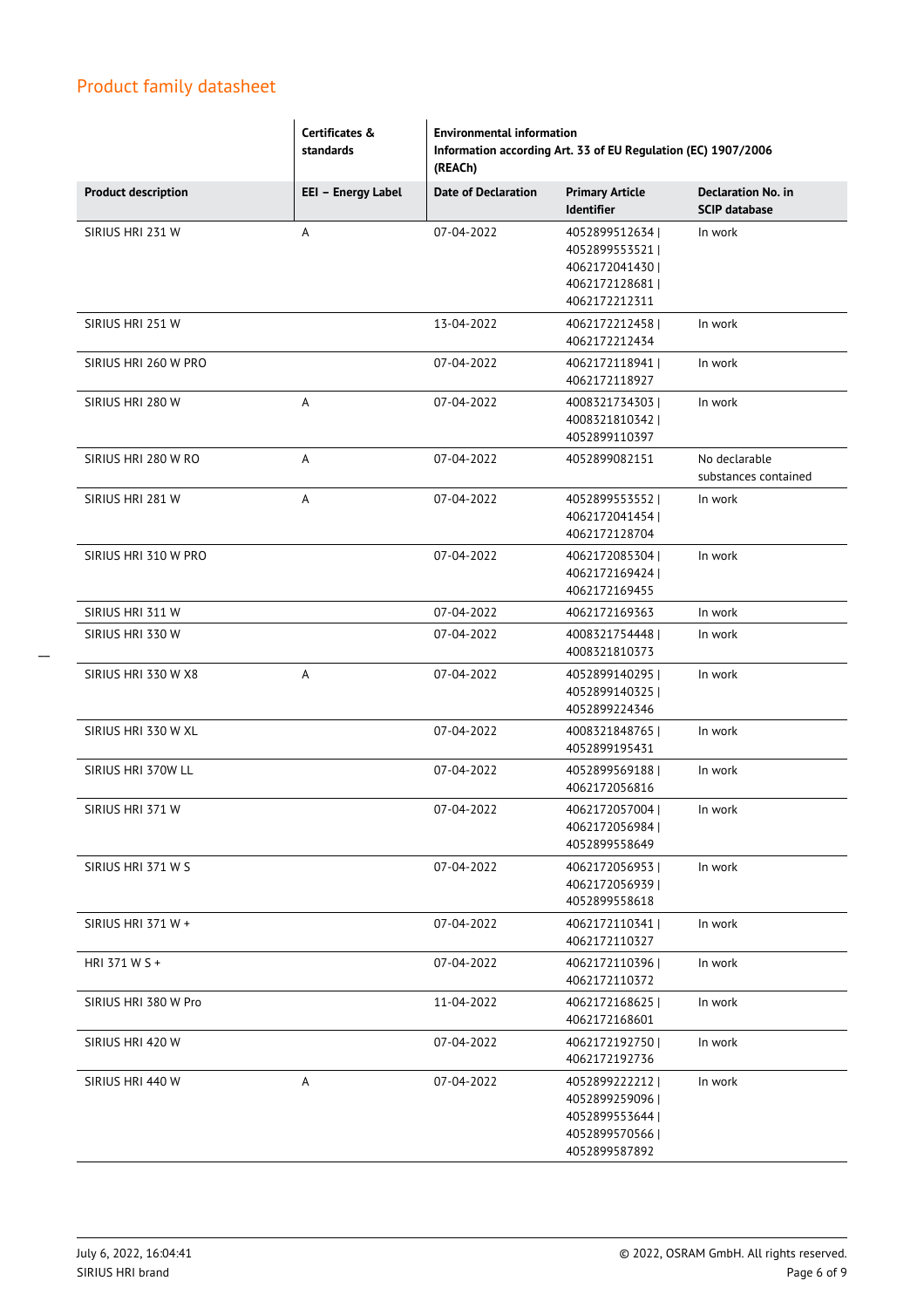## Product family datasheet

| | Certificates & standards | Environmental information Information according Art. 33 of EU Regulation (EC) 1907/2006 (REACh) | | |
|---|---|---|---|---|
| **Product description** | **EEI – Energy Label** | **Date of Declaration** | **Primary Article Identifier** | **Declaration No. in SCIP database** |
| SIRIUS HRI 231 W | A | 07-04-2022 | 4052899512634 \| 4052899553521 \| 4062172041430 \| 4062172128681 \| 4062172212311 | In work |
| SIRIUS HRI 251 W | | 13-04-2022 | 4062172212458 \| 4062172212434 | In work |
| SIRIUS HRI 260 W PRO | | 07-04-2022 | 4062172118941 \| 4062172118927 | In work |
| SIRIUS HRI 280 W | A | 07-04-2022 | 4008321734303 \| 4008321810342 \| 4052899110397 | In work |
| SIRIUS HRI 280 W RO | A | 07-04-2022 | 4052899082151 | No declarable substances contained |
| SIRIUS HRI 281 W | A | 07-04-2022 | 4052899553552 \| 4062172041454 \| 4062172128704 | In work |
| SIRIUS HRI 310 W PRO | | 07-04-2022 | 4062172085304 \| 4062172169424 \| 4062172169455 | In work |
| SIRIUS HRI 311 W | | 07-04-2022 | 4062172169363 | In work |
| SIRIUS HRI 330 W | | 07-04-2022 | 4008321754448 \| 4008321810373 | In work |
| SIRIUS HRI 330 W X8 | A | 07-04-2022 | 4052899140295 \| 4052899140325 \| 4052899224346 | In work |
| SIRIUS HRI 330 W XL | | 07-04-2022 | 4008321848765 \| 4052899195431 | In work |
| SIRIUS HRI 370W LL | | 07-04-2022 | 4052899569188 \| 4062172056816 | In work |
| SIRIUS HRI 371 W | | 07-04-2022 | 4062172057004 \| 4062172056984 \| 4052899558649 | In work |
| SIRIUS HRI 371 W S | | 07-04-2022 | 4062172056953 \| 4062172056939 \| 4052899558618 | In work |
| SIRIUS HRI 371 W + | | 07-04-2022 | 4062172110341 \| 4062172110327 | In work |
| HRI 371 W S + | | 07-04-2022 | 4062172110396 \| 4062172110372 | In work |
| SIRIUS HRI 380 W Pro | | 11-04-2022 | 4062172168625 \| 4062172168601 | In work |
| SIRIUS HRI 420 W | | 07-04-2022 | 4062172192750 \| 4062172192736 | In work |
| SIRIUS HRI 440 W | A | 07-04-2022 | 4052899222212 \| 4052899259096 \| 4052899553644 \| 4052899570566 \| 4052899587892 | In work |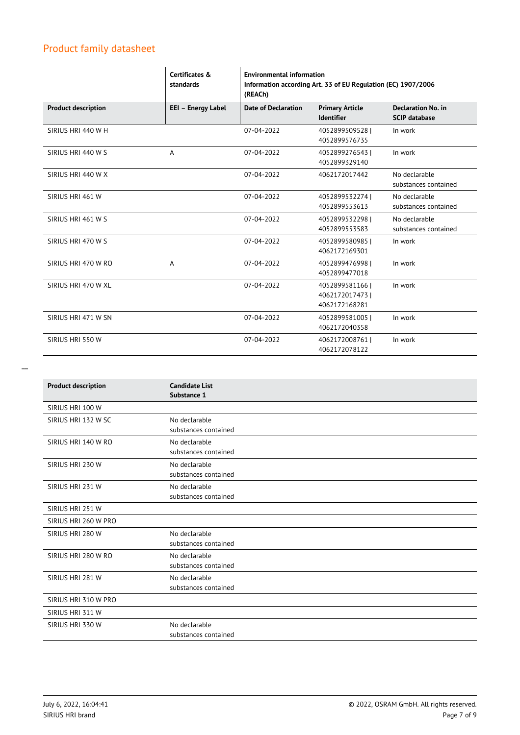## Product family datasheet

| | Certificates & standards | Environmental information Information according Art. 33 of EU Regulation (EC) 1907/2006 (REACh) | | |
|---|---|---|---|---|
| **Product description** | **EEI – Energy Label** | **Date of Declaration** | **Primary Article Identifier** | **Declaration No. in SCIP database** |
| SIRIUS HRI 440 W H | | 07-04-2022 | 4052899509528 \| 4052899576735 | In work |
| SIRIUS HRI 440 W S | A | 07-04-2022 | 4052899276543 \| 4052899329140 | In work |
| SIRIUS HRI 440 W X | | 07-04-2022 | 4062172017442 | No declarable substances contained |
| SIRIUS HRI 461 W | | 07-04-2022 | 4052899532274 \| 4052899553613 | No declarable substances contained |
| SIRIUS HRI 461 W S | | 07-04-2022 | 4052899532298 \| 4052899553583 | No declarable substances contained |
| SIRIUS HRI 470 W S | | 07-04-2022 | 4052899580985 \| 4062172169301 | In work |
| SIRIUS HRI 470 W RO | A | 07-04-2022 | 4052899476998 \| 4052899477018 | In work |
| SIRIUS HRI 470 W XL | | 07-04-2022 | 4052899581166 \| 4062172017473 \| 4062172168281 | In work |
| SIRIUS HRI 471 W SN | | 07-04-2022 | 4052899581005 \| 4062172040358 | In work |
| SIRIUS HRI 550 W | | 07-04-2022 | 4062172008761 \| 4062172078122 | In work |

| **Product description** | **Candidate List Substance 1** |
|---|---|
| SIRIUS HRI 100 W | |
| SIRIUS HRI 132 W SC | No declarable substances contained |
| SIRIUS HRI 140 W RO | No declarable substances contained |
| SIRIUS HRI 230 W | No declarable substances contained |
| SIRIUS HRI 231 W | No declarable substances contained |
| SIRIUS HRI 251 W | |
| SIRIUS HRI 260 W PRO | |
| SIRIUS HRI 280 W | No declarable substances contained |
| SIRIUS HRI 280 W RO | No declarable substances contained |
| SIRIUS HRI 281 W | No declarable substances contained |
| SIRIUS HRI 310 W PRO | |
| SIRIUS HRI 311 W | |
| SIRIUS HRI 330 W | No declarable substances contained |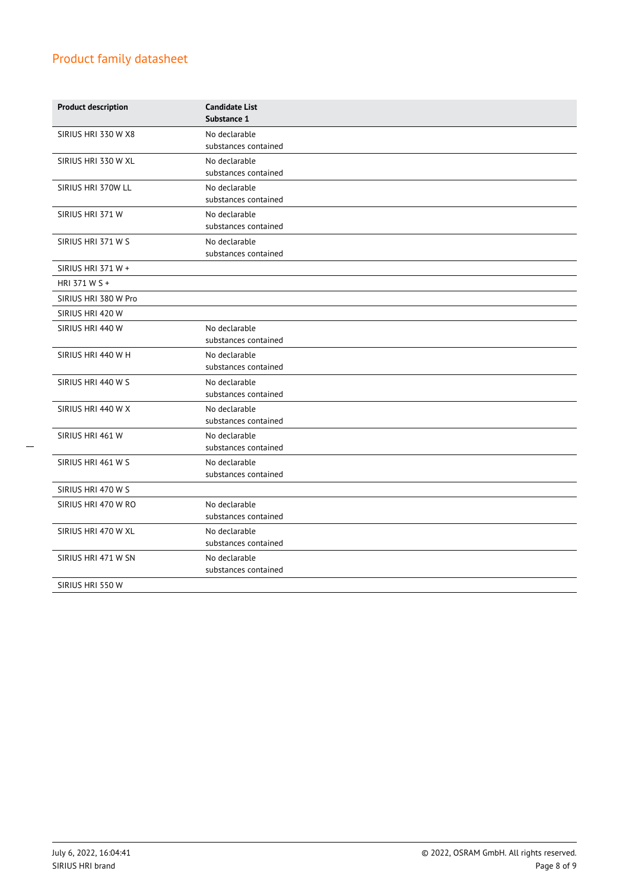| Product description | Candidate List Substance 1 |
| --- | --- |
| SIRIUS HRI 330 W X8 | No declarable substances contained |
| SIRIUS HRI 330 W XL | No declarable substances contained |
| SIRIUS HRI 370W LL | No declarable substances contained |
| SIRIUS HRI 371 W | No declarable substances contained |
| SIRIUS HRI 371 W S | No declarable substances contained |
| SIRIUS HRI 371 W + | |
| HRI 371 W S + | |
| SIRIUS HRI 380 W Pro | |
| SIRIUS HRI 420 W | |
| SIRIUS HRI 440 W | No declarable substances contained |
| SIRIUS HRI 440 W H | No declarable substances contained |
| SIRIUS HRI 440 W S | No declarable substances contained |
| SIRIUS HRI 440 W X | No declarable substances contained |
| SIRIUS HRI 461 W | No declarable substances contained |
| SIRIUS HRI 461 W S | No declarable substances contained |
| SIRIUS HRI 470 W S | |
| SIRIUS HRI 470 W RO | No declarable substances contained |
| SIRIUS HRI 470 W XL | No declarable substances contained |
| SIRIUS HRI 471 W SN | No declarable substances contained |
| SIRIUS HRI 550 W | |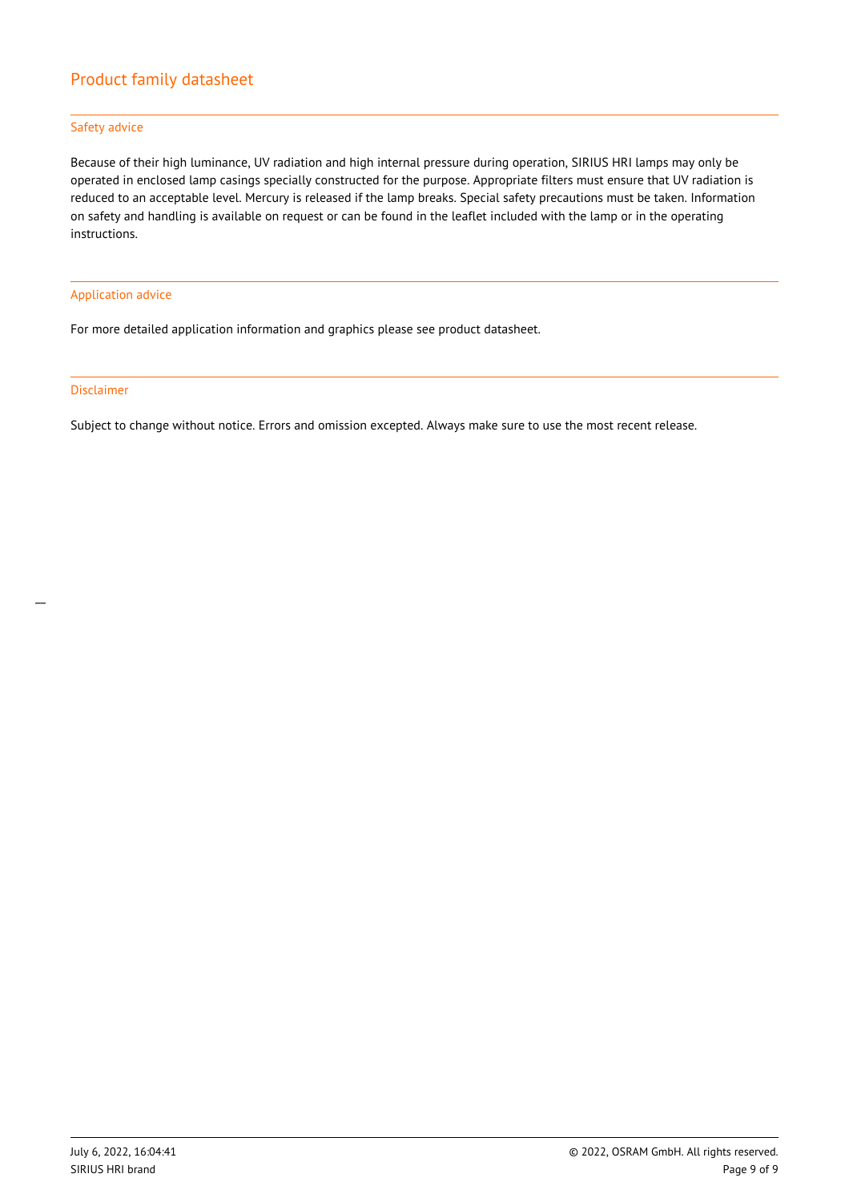## Safety advice

Because of their high luminance, UV radiation and high internal pressure during operation, SIRIUS HRI lamps may only be operated in enclosed lamp casings specially constructed for the purpose. Appropriate filters must ensure that UV radiation is reduced to an acceptable level. Mercury is released if the lamp breaks. Special safety precautions must be taken. Information on safety and handling is available on request or can be found in the leaflet included with the lamp or in the operating instructions.

## Application advice

For more detailed application information and graphics please see product datasheet.

## Disclaimer

Subject to change without notice. Errors and omission excepted. Always make sure to use the most recent release.